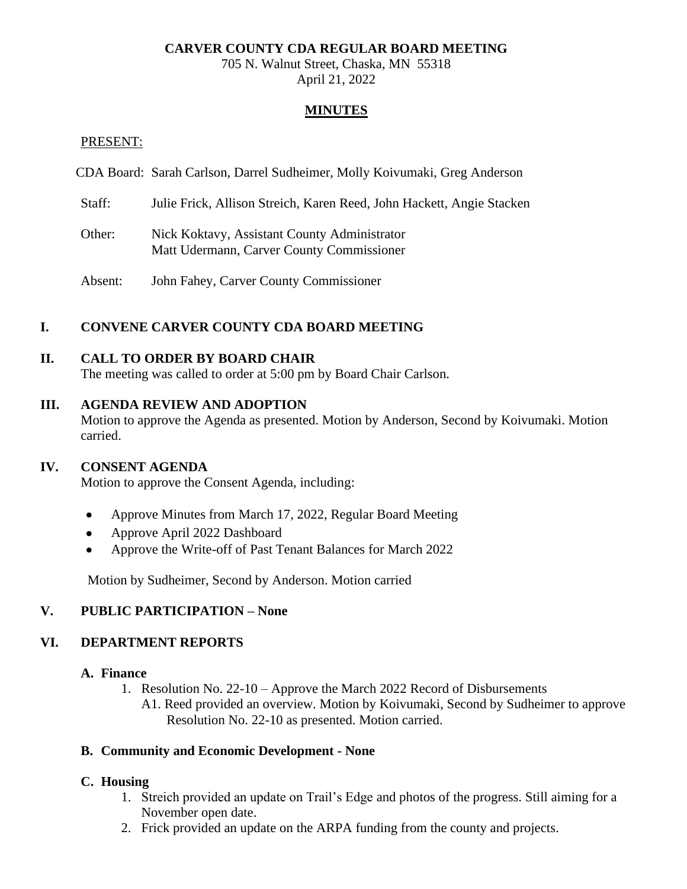**CARVER COUNTY CDA REGULAR BOARD MEETING**

705 N. Walnut Street, Chaska, MN 55318

April 21, 2022

# MINUTES

PRESENT:

CDA Board: Sarah Carlson, Darrel Sudheimer, Molly Koivumaki, Greg Anderson

Staff: Julie Frick, Allison Streich, Karen Reed, John Hackett, Angie Stacken

Other: Nick Koktavy, Assistant County Administrator
Matt Udermann, Carver County Commissioner

Absent: John Fahey, Carver County Commissioner

## I. CONVENE CARVER COUNTY CDA BOARD MEETING

## II. CALL TO ORDER BY BOARD CHAIR

The meeting was called to order at 5:00 pm by Board Chair Carlson.

## III. AGENDA REVIEW AND ADOPTION

Motion to approve the Agenda as presented. Motion by Anderson, Second by Koivumaki. Motion carried.

## IV. CONSENT AGENDA

Motion to approve the Consent Agenda, including:

- Approve Minutes from March 17, 2022, Regular Board Meeting
- Approve April 2022 Dashboard
- Approve the Write-off of Past Tenant Balances for March 2022

Motion by Sudheimer, Second by Anderson. Motion carried

## V. PUBLIC PARTICIPATION – None

## VI. DEPARTMENT REPORTS

### A. Finance

1. Resolution No. 22-10 – Approve the March 2022 Record of Disbursements
   A1. Reed provided an overview. Motion by Koivumaki, Second by Sudheimer to approve Resolution No. 22-10 as presented. Motion carried.

### B. Community and Economic Development - None

### C. Housing

1. Streich provided an update on Trail's Edge and photos of the progress. Still aiming for a November open date.
2. Frick provided an update on the ARPA funding from the county and projects.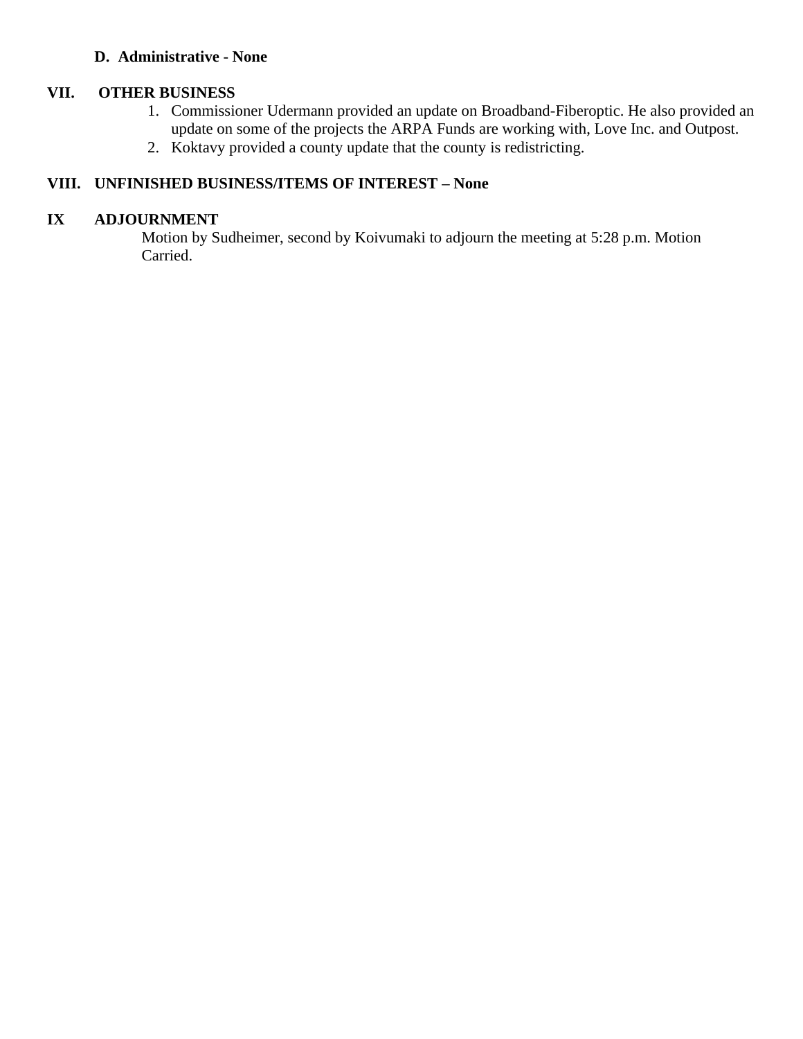**D. Administrative - None**

**VII. OTHER BUSINESS**

1. Commissioner Udermann provided an update on Broadband-Fiberoptic. He also provided an update on some of the projects the ARPA Funds are working with, Love Inc. and Outpost.
2. Koktavy provided a county update that the county is redistricting.

**VIII. UNFINISHED BUSINESS/ITEMS OF INTEREST – None**

**IX ADJOURNMENT**

Motion by Sudheimer, second by Koivumaki to adjourn the meeting at 5:28 p.m. Motion Carried.